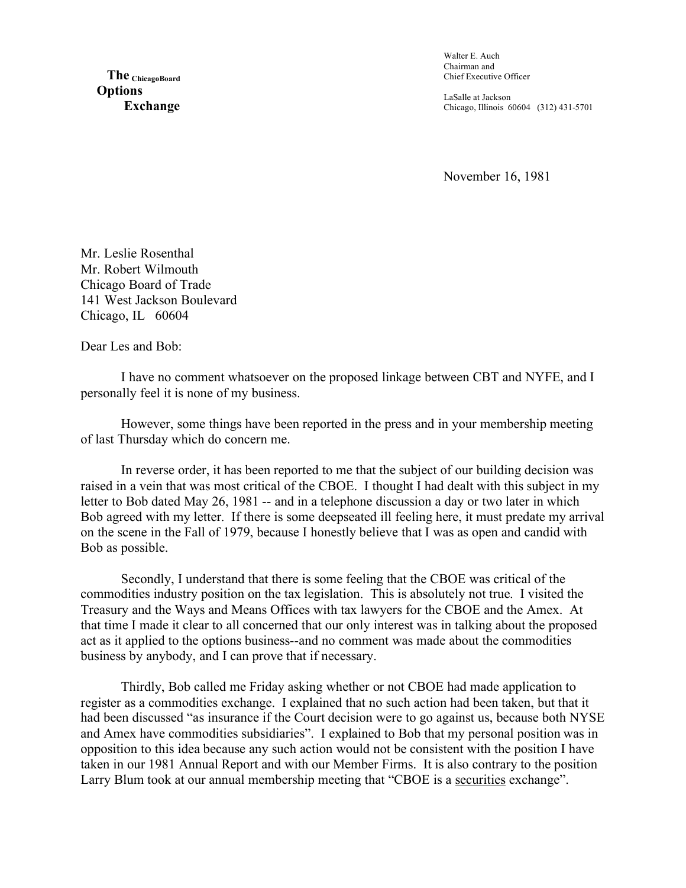**The** ChicagoBoard
**Options**
**Exchange**

Walter E. Auch
Chairman and
Chief Executive Officer

LaSalle at Jackson
Chicago, Illinois 60604 (312) 431-5701

November 16, 1981

Mr. Leslie Rosenthal
Mr. Robert Wilmouth
Chicago Board of Trade
141 West Jackson Boulevard
Chicago, IL 60604

Dear Les and Bob:

I have no comment whatsoever on the proposed linkage between CBT and NYFE, and I personally feel it is none of my business.

However, some things have been reported in the press and in your membership meeting of last Thursday which do concern me.

In reverse order, it has been reported to me that the subject of our building decision was raised in a vein that was most critical of the CBOE. I thought I had dealt with this subject in my letter to Bob dated May 26, 1981 -- and in a telephone discussion a day or two later in which Bob agreed with my letter. If there is some deepseated ill feeling here, it must predate my arrival on the scene in the Fall of 1979, because I honestly believe that I was as open and candid with Bob as possible.

Secondly, I understand that there is some feeling that the CBOE was critical of the commodities industry position on the tax legislation. This is absolutely not true. I visited the Treasury and the Ways and Means Offices with tax lawyers for the CBOE and the Amex. At that time I made it clear to all concerned that our only interest was in talking about the proposed act as it applied to the options business--and no comment was made about the commodities business by anybody, and I can prove that if necessary.

Thirdly, Bob called me Friday asking whether or not CBOE had made application to register as a commodities exchange. I explained that no such action had been taken, but that it had been discussed "as insurance if the Court decision were to go against us, because both NYSE and Amex have commodities subsidiaries". I explained to Bob that my personal position was in opposition to this idea because any such action would not be consistent with the position I have taken in our 1981 Annual Report and with our Member Firms. It is also contrary to the position Larry Blum took at our annual membership meeting that "CBOE is a <u>securities</u> exchange".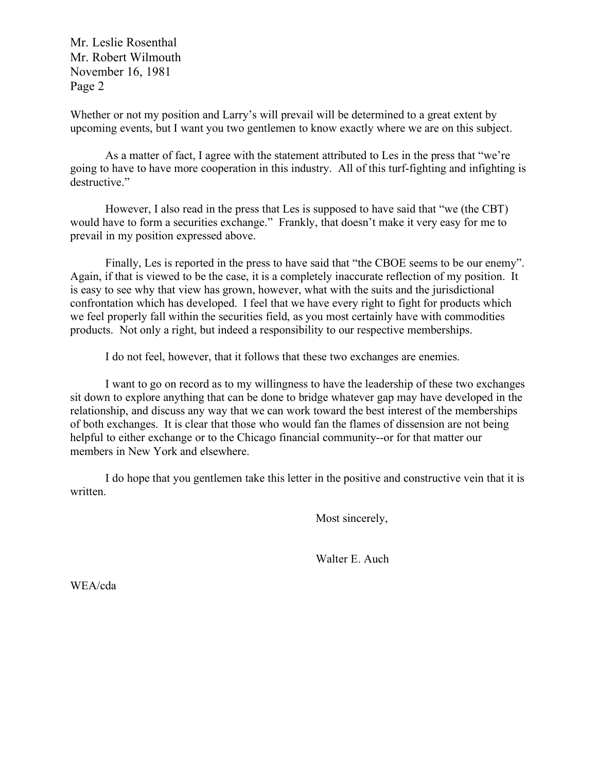Whether or not my position and Larry's will prevail will be determined to a great extent by upcoming events, but I want you two gentlemen to know exactly where we are on this subject.

As a matter of fact, I agree with the statement attributed to Les in the press that "we're going to have to have more cooperation in this industry. All of this turf-fighting and infighting is destructive."

However, I also read in the press that Les is supposed to have said that "we (the CBT) would have to form a securities exchange." Frankly, that doesn't make it very easy for me to prevail in my position expressed above.

Finally, Les is reported in the press to have said that "the CBOE seems to be our enemy". Again, if that is viewed to be the case, it is a completely inaccurate reflection of my position. It is easy to see why that view has grown, however, what with the suits and the jurisdictional confrontation which has developed. I feel that we have every right to fight for products which we feel properly fall within the securities field, as you most certainly have with commodities products. Not only a right, but indeed a responsibility to our respective memberships.

I do not feel, however, that it follows that these two exchanges are enemies.

I want to go on record as to my willingness to have the leadership of these two exchanges sit down to explore anything that can be done to bridge whatever gap may have developed in the relationship, and discuss any way that we can work toward the best interest of the memberships of both exchanges. It is clear that those who would fan the flames of dissension are not being helpful to either exchange or to the Chicago financial community--or for that matter our members in New York and elsewhere.

I do hope that you gentlemen take this letter in the positive and constructive vein that it is written.

Most sincerely,

Walter E. Auch

WEA/cda